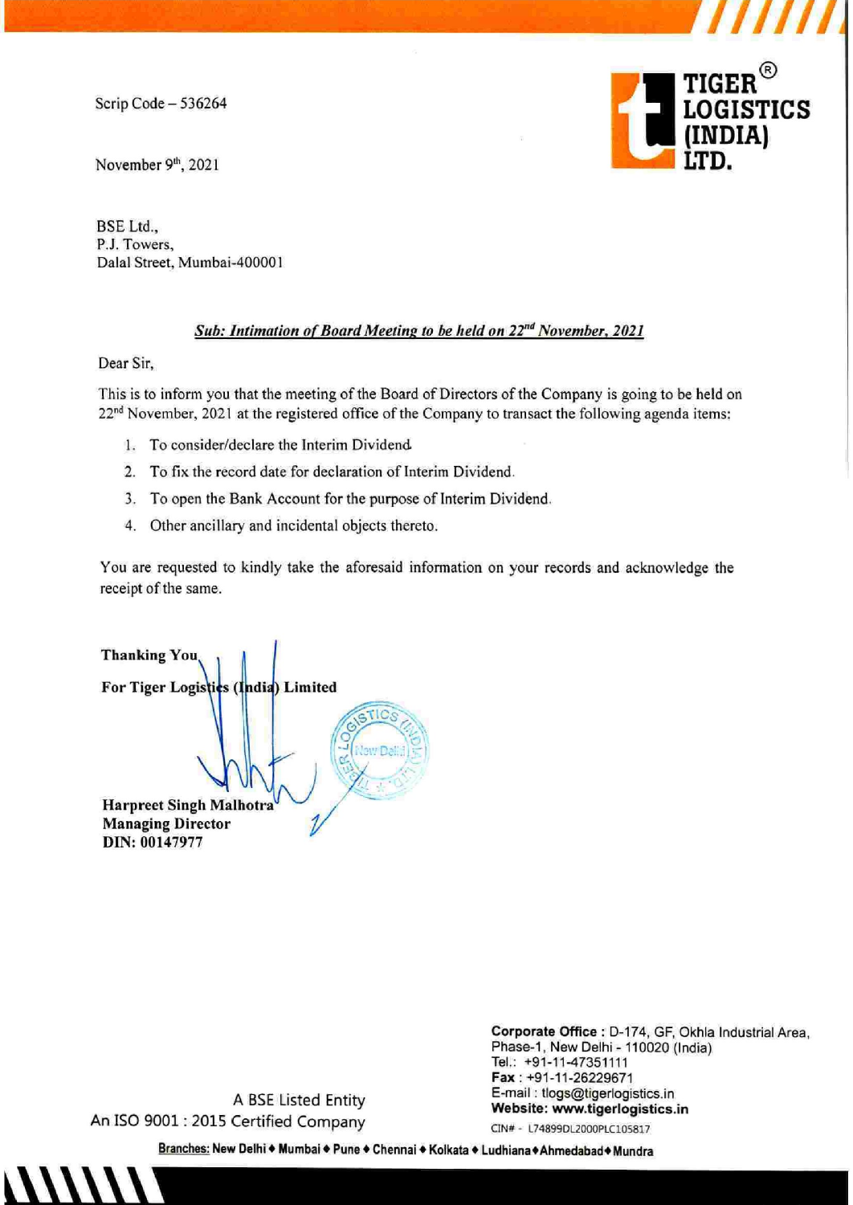**TIGER® LOGISTICS (INDIA) LTD.**

Scrip Code – 536264

November 9th, 2021

BSE Ltd.,
P.J. Towers,
Dalal Street, Mumbai-400001

***Sub: Intimation of Board Meeting to be held on 22nd November, 2021***

Dear Sir,

This is to inform you that the meeting of the Board of Directors of the Company is going to be held on 22nd November, 2021 at the registered office of the Company to transact the following agenda items:

1. To consider/declare the Interim Dividend.
2. To fix the record date for declaration of Interim Dividend.
3. To open the Bank Account for the purpose of Interim Dividend.
4. Other ancillary and incidental objects thereto.

You are requested to kindly take the aforesaid information on your records and acknowledge the receipt of the same.

**Thanking You,**

**For Tiger Logistics (India) Limited**

**Harpreet Singh Malhotra**
**Managing Director**
**DIN: 00147977**

A BSE Listed Entity
An ISO 9001 : 2015 Certified Company

**Corporate Office :** D-174, GF, Okhla Industrial Area, Phase-1, New Delhi - 110020 (India)
Tel.: +91-11-47351111
**Fax** : +91-11-26229671
E-mail : tlogs@tigerlogistics.in
**Website: www.tigerlogistics.in**
CIN# - L74899DL2000PLC105817

**Branches:** New Delhi ♦ Mumbai ♦ Pune ♦ Chennai ♦ Kolkata ♦ Ludhiana ♦ Ahmedabad ♦ Mundra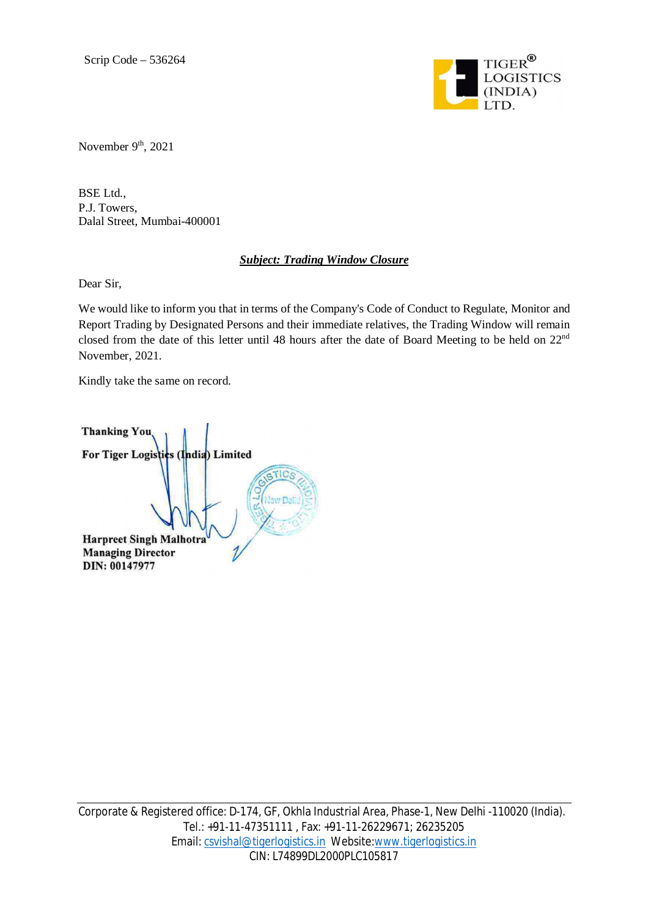Scrip Code – 536264

TIGER®
LOGISTICS
(INDIA)
LTD.

November 9th, 2021

BSE Ltd.,
P.J. Towers,
Dalal Street, Mumbai-400001

***Subject: Trading Window Closure***

Dear Sir,

We would like to inform you that in terms of the Company's Code of Conduct to Regulate, Monitor and Report Trading by Designated Persons and their immediate relatives, the Trading Window will remain closed from the date of this letter until 48 hours after the date of Board Meeting to be held on 22nd November, 2021.

Kindly take the same on record.

**Thanking You,**

**For Tiger Logistics (India) Limited**

**Harpreet Singh Malhotra**
**Managing Director**
**DIN: 00147977**

Corporate & Registered office: D-174, GF, Okhla Industrial Area, Phase-1, New Delhi -110020 (India).
Tel.: +91-11-47351111 , Fax: +91-11-26229671; 26235205
Email: csvishal@tigerlogistics.in Website:www.tigerlogistics.in
CIN: L74899DL2000PLC105817